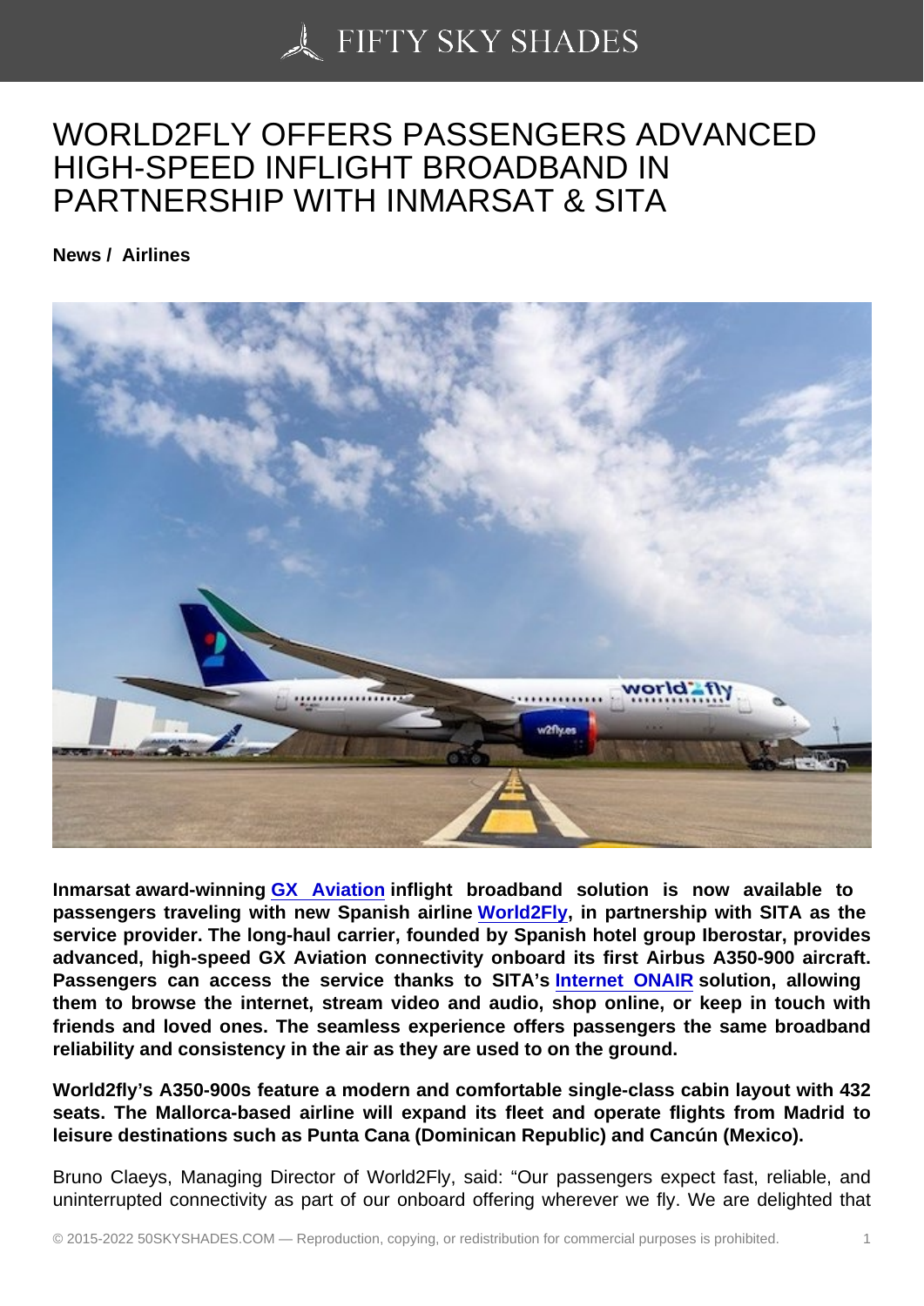# WORLD2FLY OFFERS PASSENGERS ADVANCED HIGH-SPEED INFLIGHT BROADBAND IN PARTNERSHIP WITH INMARSAT & SITA

**News / Airlines**

**Inmarsat award-winning GX Aviation inflight broadband solution is now available to passengers traveling with new Spanish airline World2Fly, in partnership with SITA as the service provider. The long-haul carrier, founded by Spanish hotel group Iberostar, provides advanced, high-speed GX Aviation connectivity onboard its first Airbus A350-900 aircraft. Passengers can access the service thanks to SITA's Internet ONAIR solution, allowing them to browse the internet, stream video and audio, shop online, or keep in touch with friends and loved ones. The seamless experience offers passengers the same broadband reliability and consistency in the air as they are used to on the ground.**

**World2fly's A350-900s feature a modern and comfortable single-class cabin layout with 432 seats. The Mallorca-based airline will expand its fleet and operate flights from Madrid to leisure destinations such as Punta Cana (Dominican Republic) and Cancún (Mexico).**

Bruno Claeys, Managing Director of World2Fly, said: "Our passengers expect fast, reliable, and uninterrupted connectivity as part of our onboard offering wherever we fly. We are delighted that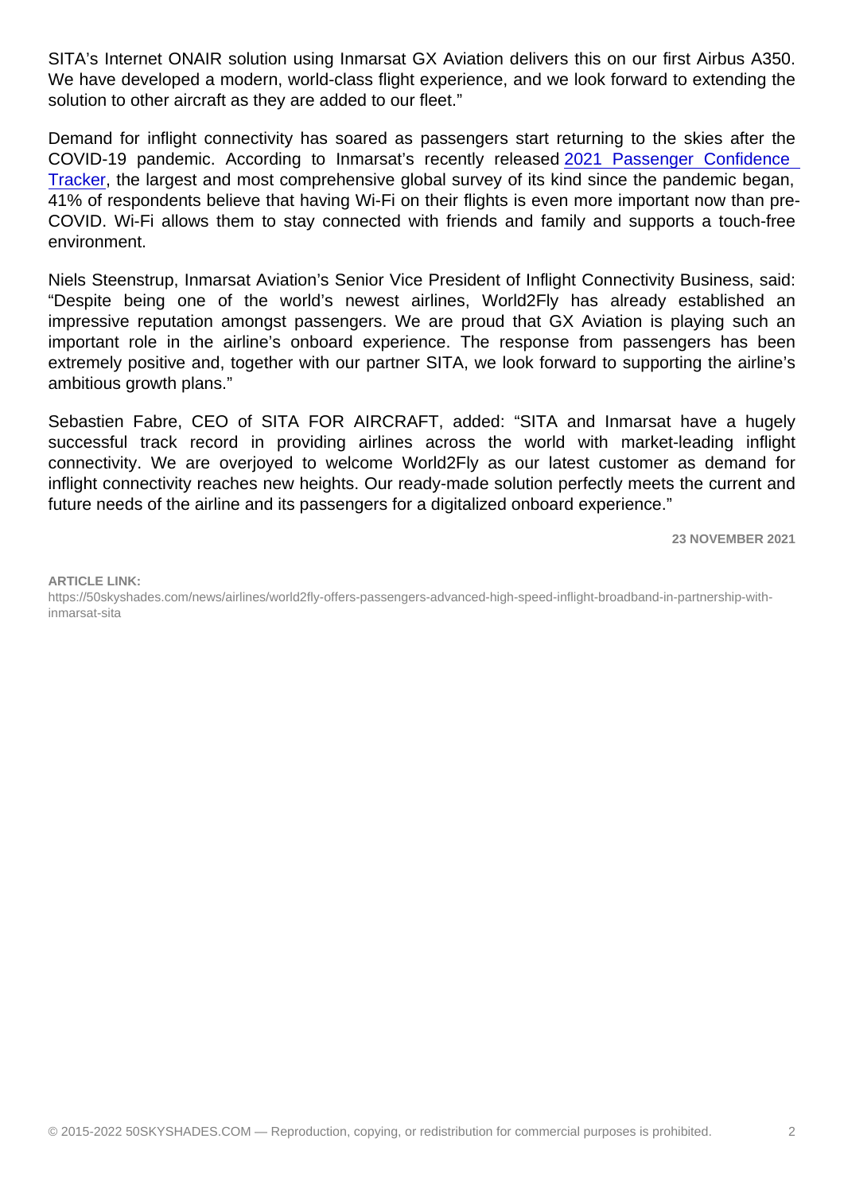SITA's Internet ONAIR solution using Inmarsat GX Aviation delivers this on our first Airbus A350. We have developed a modern, world-class flight experience, and we look forward to extending the solution to other aircraft as they are added to our fleet."

Demand for inflight connectivity has soared as passengers start returning to the skies after the COVID-19 pandemic. According to Inmarsat's recently released 2021 Passenger Confidence Tracker, the largest and most comprehensive global survey of its kind since the pandemic began, 41% of respondents believe that having Wi-Fi on their flights is even more important now than pre-COVID. Wi-Fi allows them to stay connected with friends and family and supports a touch-free environment.

Niels Steenstrup, Inmarsat Aviation's Senior Vice President of Inflight Connectivity Business, said: "Despite being one of the world's newest airlines, World2Fly has already established an impressive reputation amongst passengers. We are proud that GX Aviation is playing such an important role in the airline's onboard experience. The response from passengers has been extremely positive and, together with our partner SITA, we look forward to supporting the airline's ambitious growth plans."

Sebastien Fabre, CEO of SITA FOR AIRCRAFT, added: "SITA and Inmarsat have a hugely successful track record in providing airlines across the world with market-leading inflight connectivity. We are overjoyed to welcome World2Fly as our latest customer as demand for inflight connectivity reaches new heights. Our ready-made solution perfectly meets the current and future needs of the airline and its passengers for a digitalized onboard experience."

**23 NOVEMBER 2021**

**ARTICLE LINK:**
https://50skyshades.com/news/airlines/world2fly-offers-passengers-advanced-high-speed-inflight-broadband-in-partnership-with-inmarsat-sita